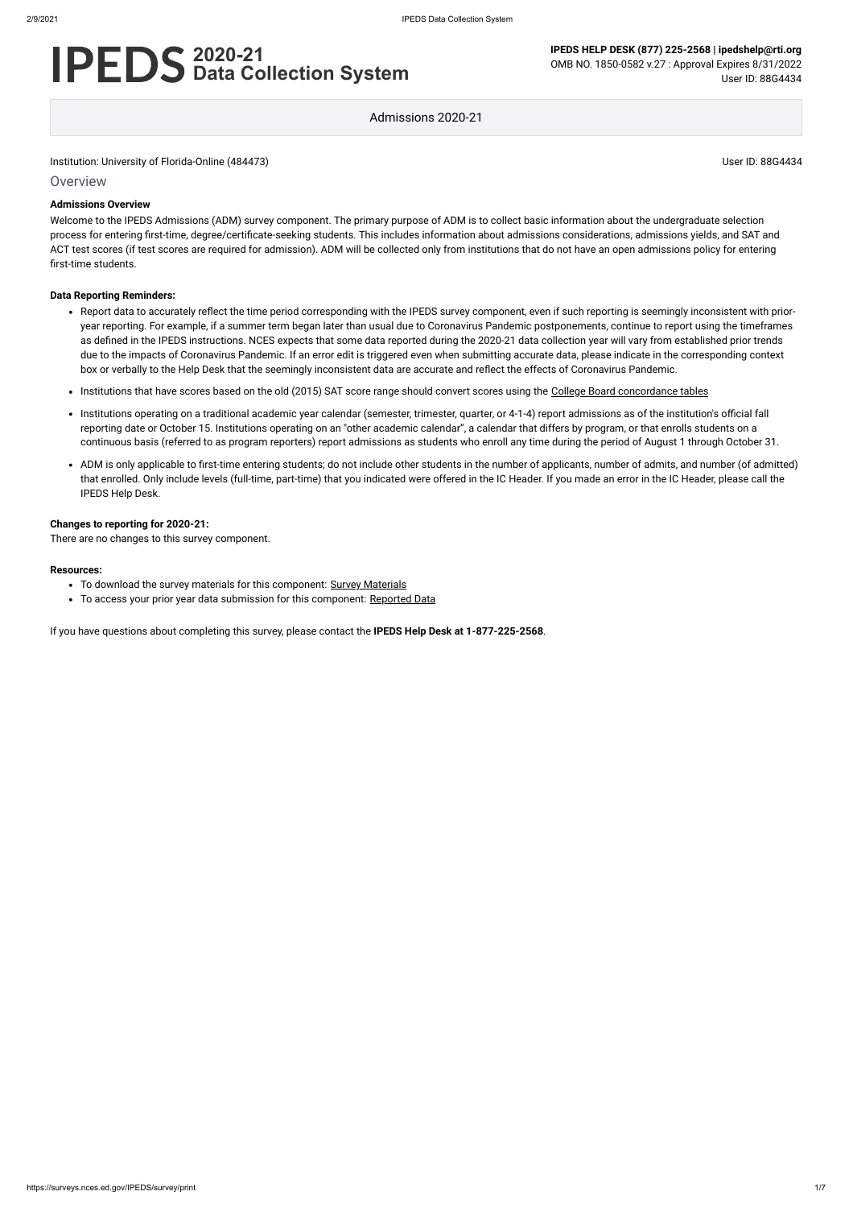# IPEDS 2020-21 Data Collection System

**IPEDS HELP DESK (877) 225-2568 | ipedshelp@rti.org**
OMB NO. 1850-0582 v.27 : Approval Expires 8/31/2022
User ID: 88G4434

Admissions 2020-21

Institution: University of Florida-Online (484473)

User ID: 88G4434

## Overview

### Admissions Overview

Welcome to the IPEDS Admissions (ADM) survey component. The primary purpose of ADM is to collect basic information about the undergraduate selection process for entering first-time, degree/certificate-seeking students. This includes information about admissions considerations, admissions yields, and SAT and ACT test scores (if test scores are required for admission). ADM will be collected only from institutions that do not have an open admissions policy for entering first-time students.

### Data Reporting Reminders:

- Report data to accurately reflect the time period corresponding with the IPEDS survey component, even if such reporting is seemingly inconsistent with prior-year reporting. For example, if a summer term began later than usual due to Coronavirus Pandemic postponements, continue to report using the timeframes as defined in the IPEDS instructions. NCES expects that some data reported during the 2020-21 data collection year will vary from established prior trends due to the impacts of Coronavirus Pandemic. If an error edit is triggered even when submitting accurate data, please indicate in the corresponding context box or verbally to the Help Desk that the seemingly inconsistent data are accurate and reflect the effects of Coronavirus Pandemic.
- Institutions that have scores based on the old (2015) SAT score range should convert scores using the College Board concordance tables
- Institutions operating on a traditional academic year calendar (semester, trimester, quarter, or 4-1-4) report admissions as of the institution's official fall reporting date or October 15. Institutions operating on an "other academic calendar", a calendar that differs by program, or that enrolls students on a continuous basis (referred to as program reporters) report admissions as students who enroll any time during the period of August 1 through October 31.
- ADM is only applicable to first-time entering students; do not include other students in the number of applicants, number of admits, and number (of admitted) that enrolled. Only include levels (full-time, part-time) that you indicated were offered in the IC Header. If you made an error in the IC Header, please call the IPEDS Help Desk.

### Changes to reporting for 2020-21:

There are no changes to this survey component.

### Resources:

- To download the survey materials for this component: Survey Materials
- To access your prior year data submission for this component: Reported Data

If you have questions about completing this survey, please contact the **IPEDS Help Desk at 1-877-225-2568**.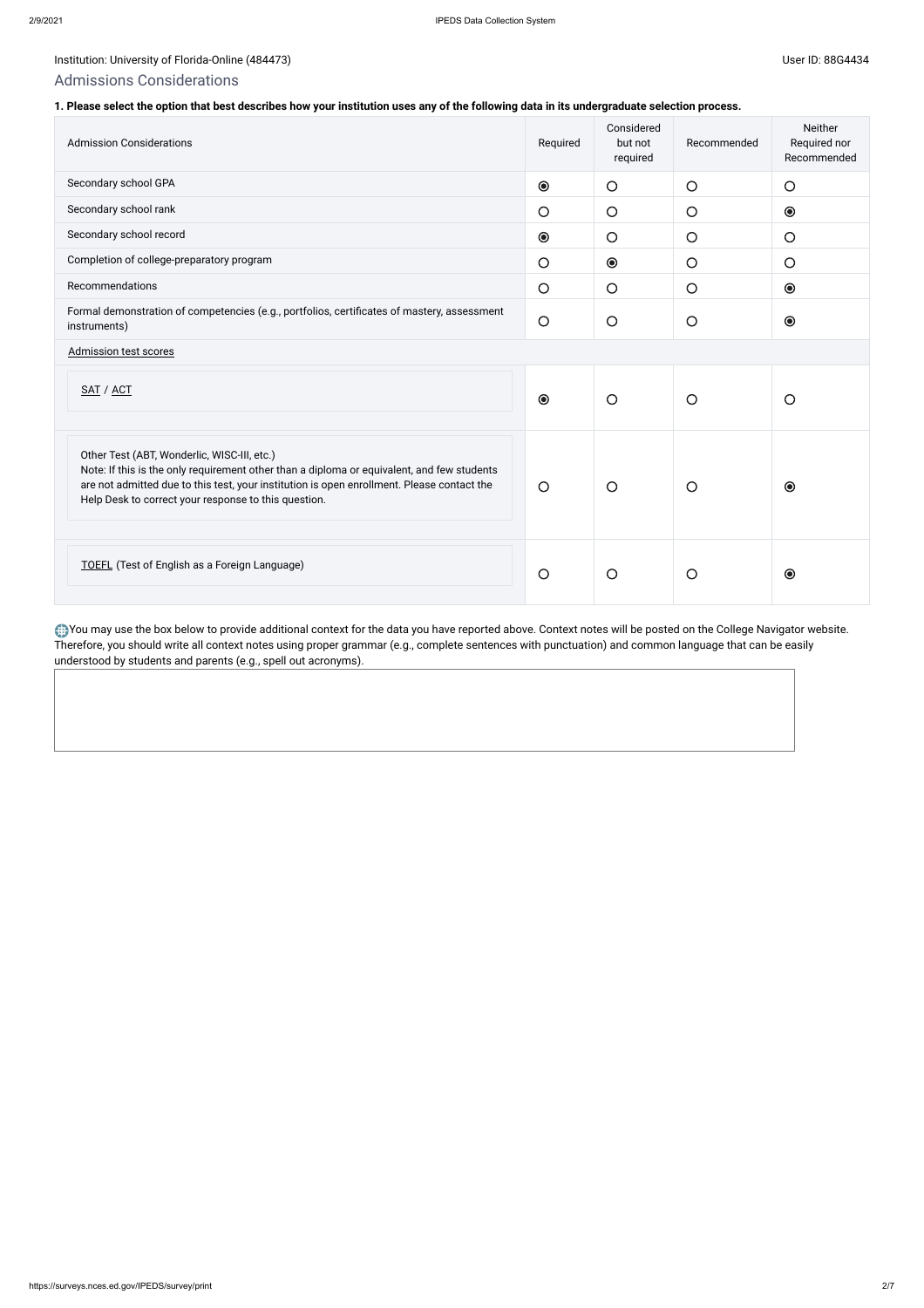Institution: University of Florida-Online (484473)

User ID: 88G4434

## Admissions Considerations

**1. Please select the option that best describes how your institution uses any of the following data in its undergraduate selection process.**

| Admission Considerations | Required | Considered but not required | Recommended | Neither Required nor Recommended |
|---|---|---|---|---|
| Secondary school GPA | ◉ | ○ | ○ | ○ |
| Secondary school rank | ○ | ○ | ○ | ◉ |
| Secondary school record | ◉ | ○ | ○ | ○ |
| Completion of college-preparatory program | ○ | ◉ | ○ | ○ |
| Recommendations | ○ | ○ | ○ | ◉ |
| Formal demonstration of competencies (e.g., portfolios, certificates of mastery, assessment instruments) | ○ | ○ | ○ | ◉ |
| Admission test scores | | | | |
| SAT / ACT | ◉ | ○ | ○ | ○ |
| Other Test (ABT, Wonderlic, WISC-III, etc.) Note: If this is the only requirement other than a diploma or equivalent, and few students are not admitted due to this test, your institution is open enrollment. Please contact the Help Desk to correct your response to this question. | ○ | ○ | ○ | ◉ |
| TOEFL (Test of English as a Foreign Language) | ○ | ○ | ○ | ◉ |

You may use the box below to provide additional context for the data you have reported above. Context notes will be posted on the College Navigator website. Therefore, you should write all context notes using proper grammar (e.g., complete sentences with punctuation) and common language that can be easily understood by students and parents (e.g., spell out acronyms).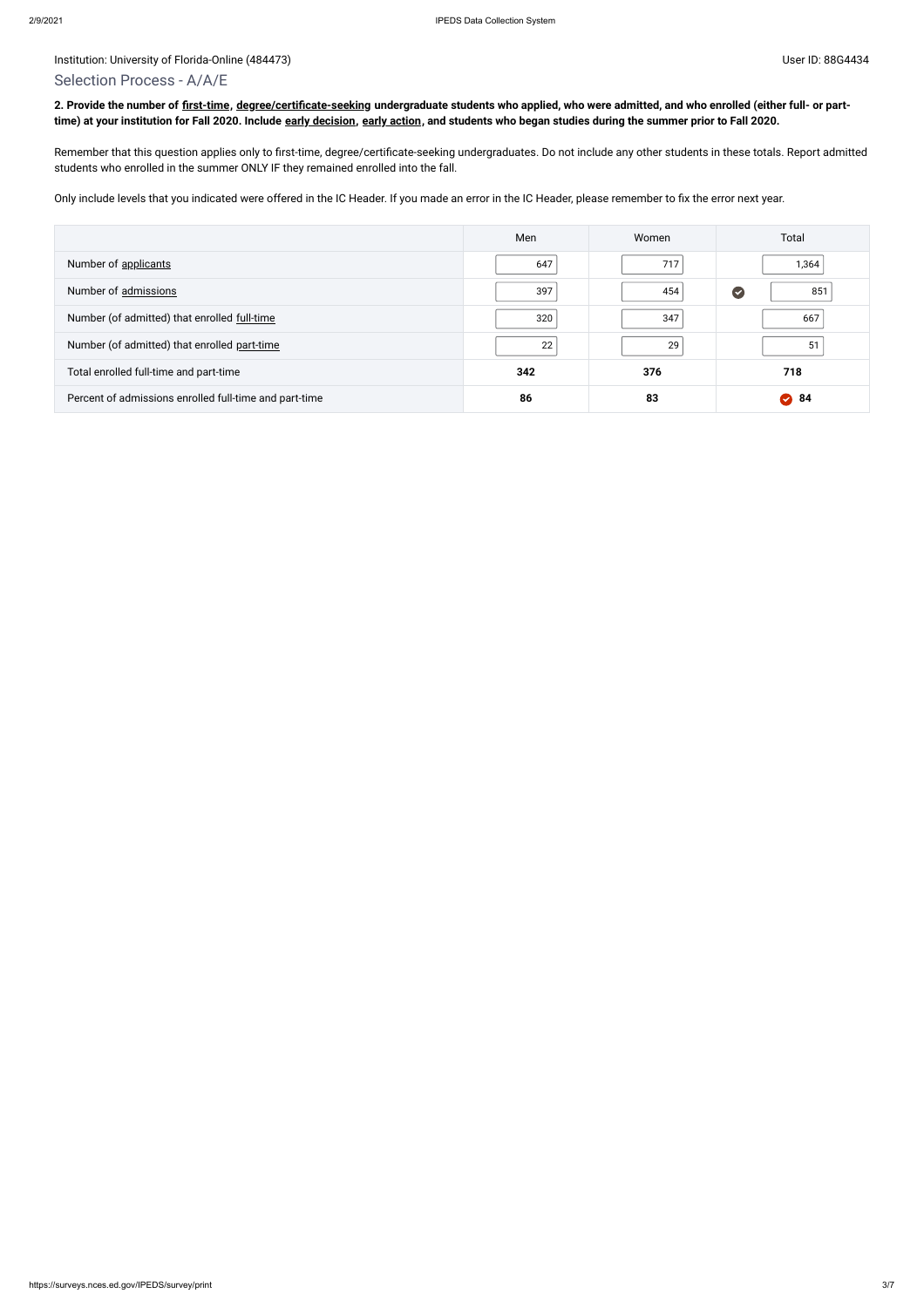Institution: University of Florida-Online (484473)

User ID: 88G4434

## Selection Process - A/A/E

**2. Provide the number of first-time, degree/certificate-seeking undergraduate students who applied, who were admitted, and who enrolled (either full- or part-time) at your institution for Fall 2020. Include early decision, early action, and students who began studies during the summer prior to Fall 2020.**

Remember that this question applies only to first-time, degree/certificate-seeking undergraduates. Do not include any other students in these totals. Report admitted students who enrolled in the summer ONLY IF they remained enrolled into the fall.

Only include levels that you indicated were offered in the IC Header. If you made an error in the IC Header, please remember to fix the error next year.

| | Men | Women | Total |
|---|---|---|---|
| Number of applicants | 647 | 717 | 1,364 |
| Number of admissions | 397 | 454 | 851 |
| Number (of admitted) that enrolled full-time | 320 | 347 | 667 |
| Number (of admitted) that enrolled part-time | 22 | 29 | 51 |
| Total enrolled full-time and part-time | **342** | **376** | **718** |
| Percent of admissions enrolled full-time and part-time | **86** | **83** | **84** |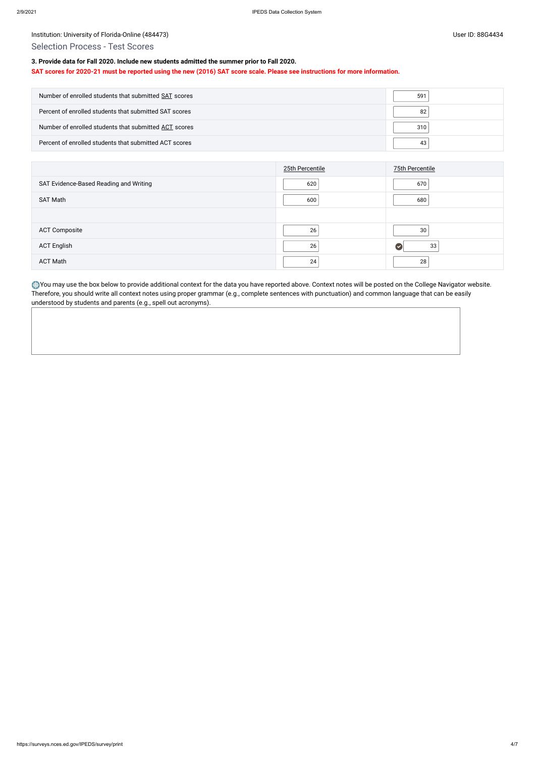Institution: University of Florida-Online (484473)

User ID: 88G4434

## Selection Process - Test Scores

**3. Provide data for Fall 2020. Include new students admitted the summer prior to Fall 2020.**

**SAT scores for 2020-21 must be reported using the new (2016) SAT score scale. Please see instructions for more information.**

| | |
|---|---|
| Number of enrolled students that submitted SAT scores | 591 |
| Percent of enrolled students that submitted SAT scores | 82 |
| Number of enrolled students that submitted ACT scores | 310 |
| Percent of enrolled students that submitted ACT scores | 43 |

| | 25th Percentile | 75th Percentile |
|---|---|---|
| SAT Evidence-Based Reading and Writing | 620 | 670 |
| SAT Math | 600 | 680 |
| | | |
| ACT Composite | 26 | 30 |
| ACT English | 26 | 33 |
| ACT Math | 24 | 28 |

You may use the box below to provide additional context for the data you have reported above. Context notes will be posted on the College Navigator website. Therefore, you should write all context notes using proper grammar (e.g., complete sentences with punctuation) and common language that can be easily understood by students and parents (e.g., spell out acronyms).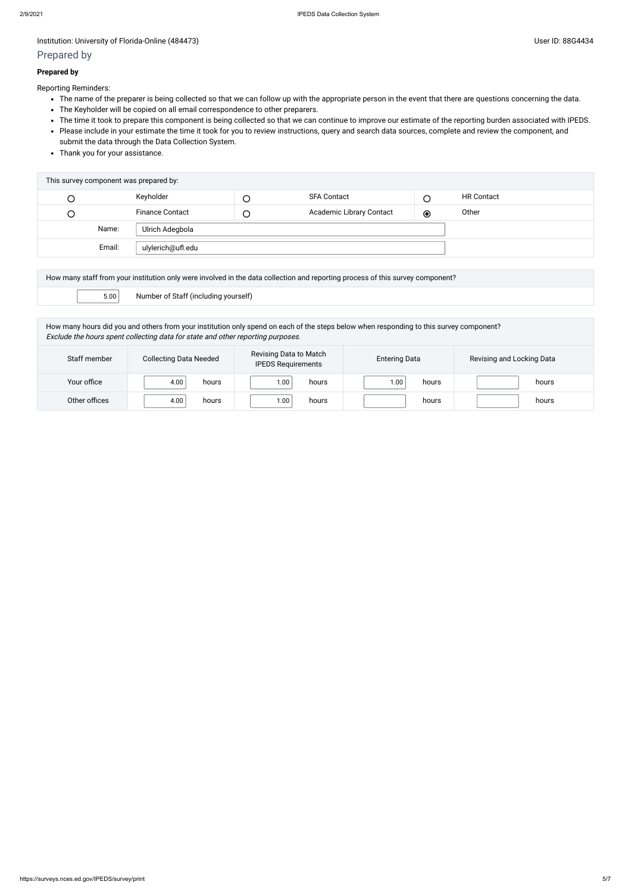Institution: University of Florida-Online (484473)

User ID: 88G4434

## Prepared by

**Prepared by**

Reporting Reminders:

- The name of the preparer is being collected so that we can follow up with the appropriate person in the event that there are questions concerning the data.
- The Keyholder will be copied on all email correspondence to other preparers.
- The time it took to prepare this component is being collected so that we can continue to improve our estimate of the reporting burden associated with IPEDS.
- Please include in your estimate the time it took for you to review instructions, query and search data sources, complete and review the component, and submit the data through the Data Collection System.
- Thank you for your assistance.

| This survey component was prepared by: | | | | | |
|---|---|---|---|---|---|
| ○ | Keyholder | ○ | SFA Contact | ○ | HR Contact |
| ○ | Finance Contact | ○ | Academic Library Contact | ◉ | Other |
| Name: | Ulrich Adegbola | | | | |
| Email: | ulylerich@ufl.edu | | | | |

| How many staff from your institution only were involved in the data collection and reporting process of this survey component? | |
|---|---|
| 5.00 | Number of Staff (including yourself) |

How many hours did you and others from your institution only spend on each of the steps below when responding to this survey component?
*Exclude the hours spent collecting data for state and other reporting purposes.*

| Staff member | Collecting Data Needed | Revising Data to Match IPEDS Requirements | Entering Data | Revising and Locking Data |
|---|---|---|---|---|
| Your office | 4.00 hours | 1.00 hours | 1.00 hours | hours |
| Other offices | 4.00 hours | 1.00 hours | hours | hours |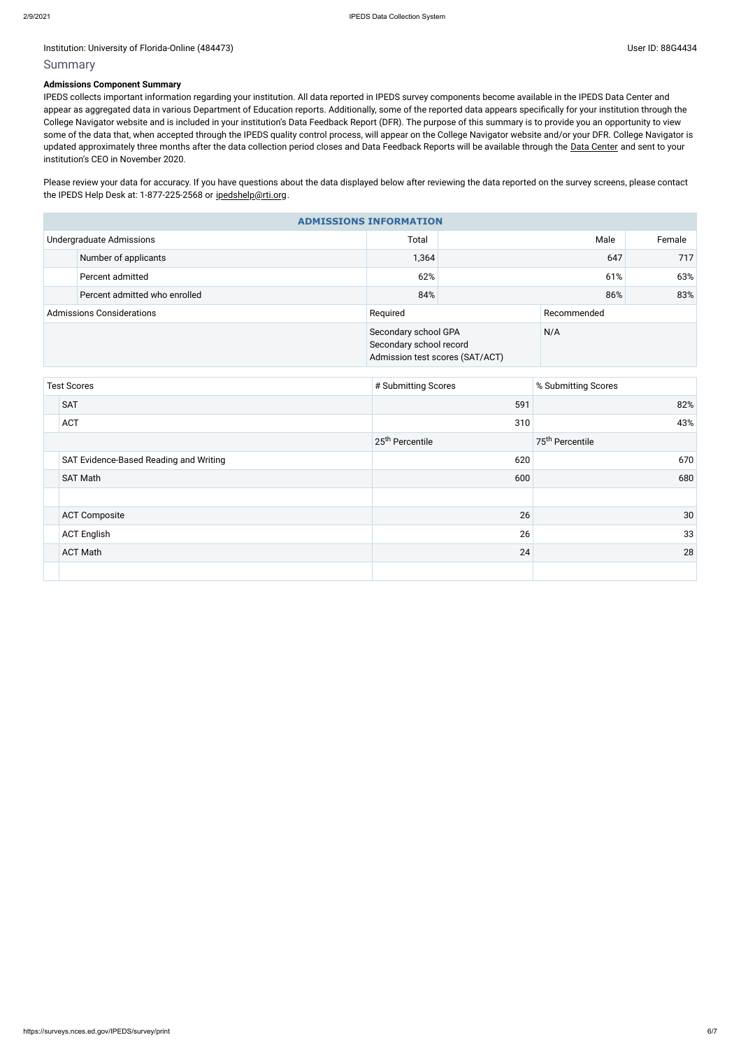Institution: University of Florida-Online (484473)

User ID: 88G4434

## Summary

**Admissions Component Summary**

IPEDS collects important information regarding your institution. All data reported in IPEDS survey components become available in the IPEDS Data Center and appear as aggregated data in various Department of Education reports. Additionally, some of the reported data appears specifically for your institution through the College Navigator website and is included in your institution's Data Feedback Report (DFR). The purpose of this summary is to provide you an opportunity to view some of the data that, when accepted through the IPEDS quality control process, will appear on the College Navigator website and/or your DFR. College Navigator is updated approximately three months after the data collection period closes and Data Feedback Reports will be available through the Data Center and sent to your institution's CEO in November 2020.

Please review your data for accuracy. If you have questions about the data displayed below after reviewing the data reported on the survey screens, please contact the IPEDS Help Desk at: 1-877-225-2568 or ipedshelp@rti.org.

**ADMISSIONS INFORMATION**

| Undergraduate Admissions | Total | Male | Female |
|---|---|---|---|
| Number of applicants | 1,364 | 647 | 717 |
| Percent admitted | 62% | 61% | 63% |
| Percent admitted who enrolled | 84% | 86% | 83% |

| Admissions Considerations | Required | Recommended |
|---|---|---|
| | Secondary school GPA<br>Secondary school record<br>Admission test scores (SAT/ACT) | N/A |

| Test Scores | # Submitting Scores | % Submitting Scores |
|---|---|---|
| SAT | 591 | 82% |
| ACT | 310 | 43% |
| | 25th Percentile | 75th Percentile |
| SAT Evidence-Based Reading and Writing | 620 | 670 |
| SAT Math | 600 | 680 |
| | | |
| ACT Composite | 26 | 30 |
| ACT English | 26 | 33 |
| ACT Math | 24 | 28 |
| | | |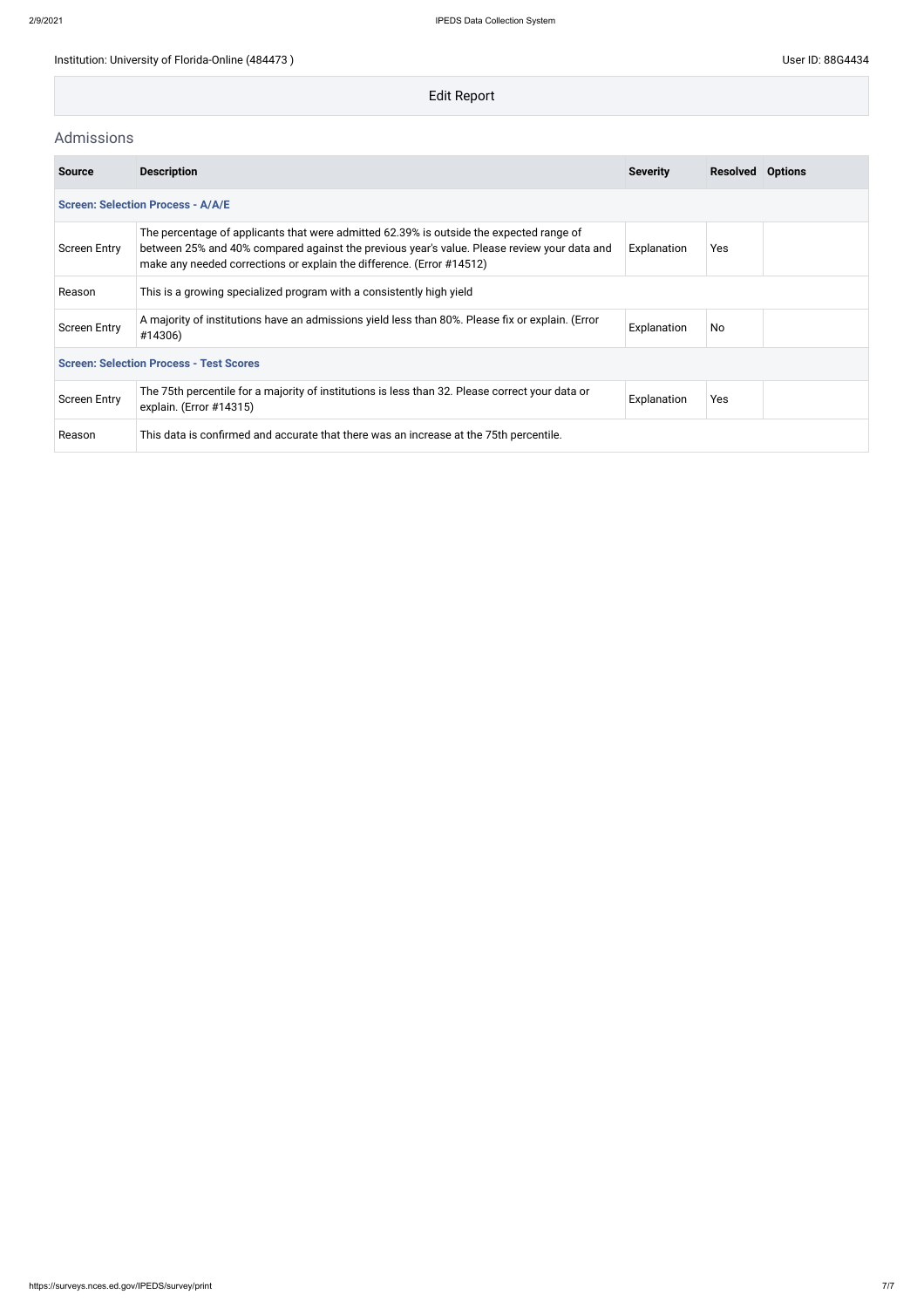Institution: University of Florida-Online (484473 )

User ID: 88G4434

Edit Report

## Admissions

| Source | Description | Severity | Resolved | Options |
|---|---|---|---|---|
| **Screen: Selection Process - A/A/E** | | | | |
| Screen Entry | The percentage of applicants that were admitted 62.39% is outside the expected range of between 25% and 40% compared against the previous year's value. Please review your data and make any needed corrections or explain the difference. (Error #14512) | Explanation | Yes | |
| Reason | This is a growing specialized program with a consistently high yield | | | |
| Screen Entry | A majority of institutions have an admissions yield less than 80%. Please fix or explain. (Error #14306) | Explanation | No | |
| **Screen: Selection Process - Test Scores** | | | | |
| Screen Entry | The 75th percentile for a majority of institutions is less than 32. Please correct your data or explain. (Error #14315) | Explanation | Yes | |
| Reason | This data is confirmed and accurate that there was an increase at the 75th percentile. | | | |